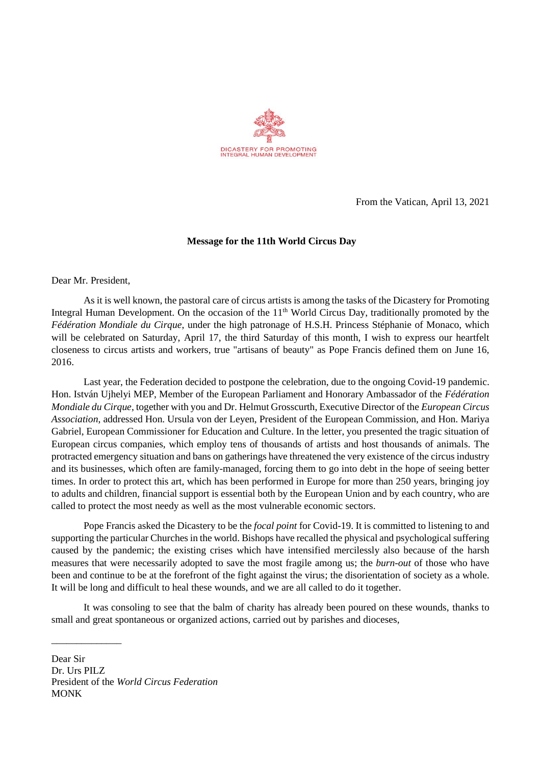DICASTERY FOR PROMOTING
INTEGRAL HUMAN DEVELOPMENT

From the Vatican, April 13, 2021

**Message for the 11th World Circus Day**

Dear Mr. President,

As it is well known, the pastoral care of circus artists is among the tasks of the Dicastery for Promoting Integral Human Development. On the occasion of the 11th World Circus Day, traditionally promoted by the *Fédération Mondiale du Cirque*, under the high patronage of H.S.H. Princess Stéphanie of Monaco, which will be celebrated on Saturday, April 17, the third Saturday of this month, I wish to express our heartfelt closeness to circus artists and workers, true "artisans of beauty" as Pope Francis defined them on June 16, 2016.

Last year, the Federation decided to postpone the celebration, due to the ongoing Covid-19 pandemic. Hon. István Ujhelyi MEP, Member of the European Parliament and Honorary Ambassador of the *Fédération Mondiale du Cirque*, together with you and Dr. Helmut Grosscurth, Executive Director of the *European Circus Association*, addressed Hon. Ursula von der Leyen, President of the European Commission, and Hon. Mariya Gabriel, European Commissioner for Education and Culture. In the letter, you presented the tragic situation of European circus companies, which employ tens of thousands of artists and host thousands of animals. The protracted emergency situation and bans on gatherings have threatened the very existence of the circus industry and its businesses, which often are family-managed, forcing them to go into debt in the hope of seeing better times. In order to protect this art, which has been performed in Europe for more than 250 years, bringing joy to adults and children, financial support is essential both by the European Union and by each country, who are called to protect the most needy as well as the most vulnerable economic sectors.

Pope Francis asked the Dicastery to be the *focal point* for Covid-19. It is committed to listening to and supporting the particular Churches in the world. Bishops have recalled the physical and psychological suffering caused by the pandemic; the existing crises which have intensified mercilessly also because of the harsh measures that were necessarily adopted to save the most fragile among us; the *burn-out* of those who have been and continue to be at the forefront of the fight against the virus; the disorientation of society as a whole. It will be long and difficult to heal these wounds, and we are all called to do it together.

It was consoling to see that the balm of charity has already been poured on these wounds, thanks to small and great spontaneous or organized actions, carried out by parishes and dioceses,

______________

Dear Sir
Dr. Urs PILZ
President of the *World Circus Federation*
MONK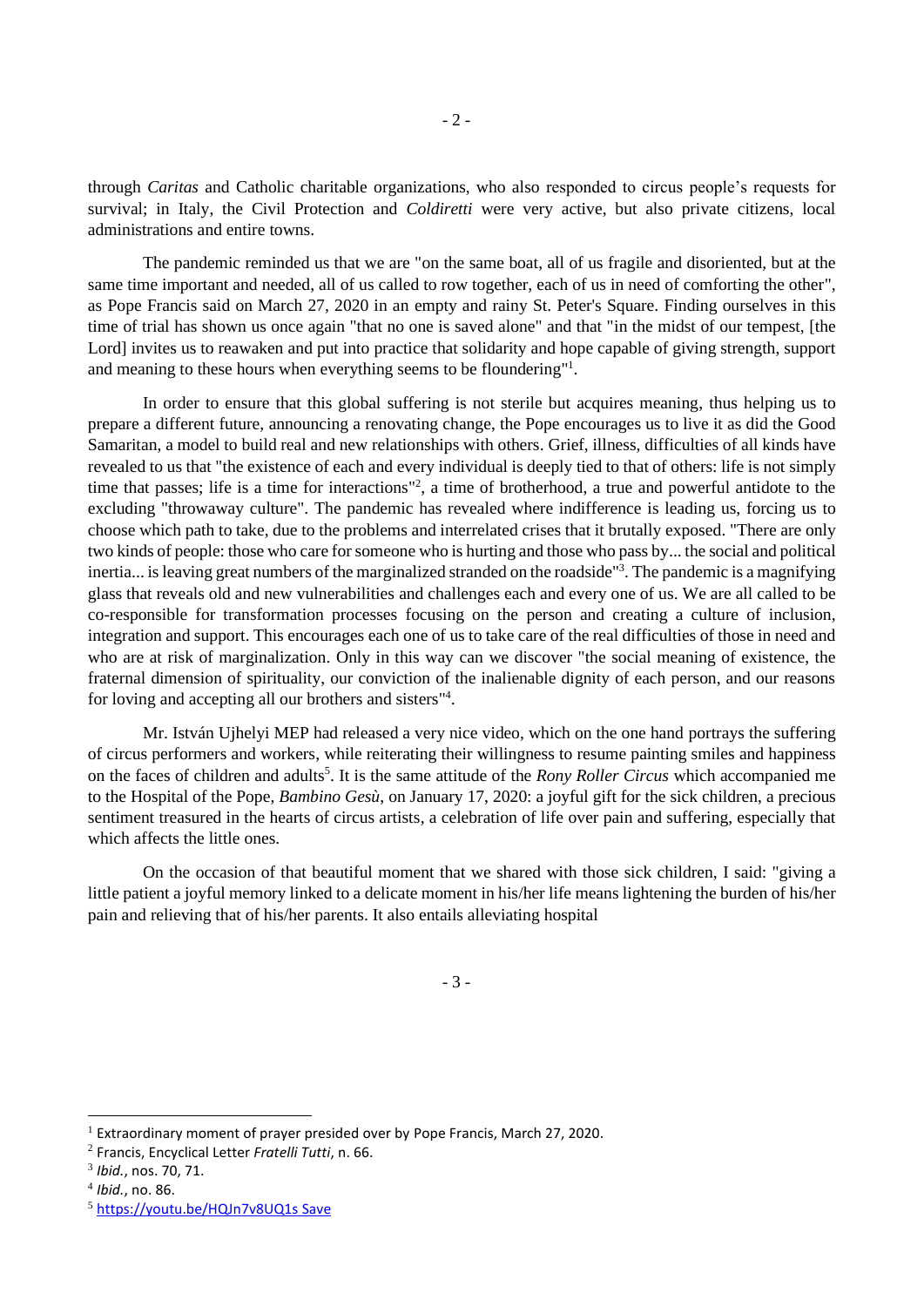through *Caritas* and Catholic charitable organizations, who also responded to circus people's requests for survival; in Italy, the Civil Protection and *Coldiretti* were very active, but also private citizens, local administrations and entire towns.

The pandemic reminded us that we are "on the same boat, all of us fragile and disoriented, but at the same time important and needed, all of us called to row together, each of us in need of comforting the other", as Pope Francis said on March 27, 2020 in an empty and rainy St. Peter's Square. Finding ourselves in this time of trial has shown us once again "that no one is saved alone" and that "in the midst of our tempest, [the Lord] invites us to reawaken and put into practice that solidarity and hope capable of giving strength, support and meaning to these hours when everything seems to be floundering"[1].

In order to ensure that this global suffering is not sterile but acquires meaning, thus helping us to prepare a different future, announcing a renovating change, the Pope encourages us to live it as did the Good Samaritan, a model to build real and new relationships with others. Grief, illness, difficulties of all kinds have revealed to us that "the existence of each and every individual is deeply tied to that of others: life is not simply time that passes; life is a time for interactions"[2], a time of brotherhood, a true and powerful antidote to the excluding "throwaway culture". The pandemic has revealed where indifference is leading us, forcing us to choose which path to take, due to the problems and interrelated crises that it brutally exposed. "There are only two kinds of people: those who care for someone who is hurting and those who pass by... the social and political inertia... is leaving great numbers of the marginalized stranded on the roadside"[3]. The pandemic is a magnifying glass that reveals old and new vulnerabilities and challenges each and every one of us. We are all called to be co-responsible for transformation processes focusing on the person and creating a culture of inclusion, integration and support. This encourages each one of us to take care of the real difficulties of those in need and who are at risk of marginalization. Only in this way can we discover "the social meaning of existence, the fraternal dimension of spirituality, our conviction of the inalienable dignity of each person, and our reasons for loving and accepting all our brothers and sisters"[4].

Mr. István Ujhelyi MEP had released a very nice video, which on the one hand portrays the suffering of circus performers and workers, while reiterating their willingness to resume painting smiles and happiness on the faces of children and adults[5]. It is the same attitude of the *Rony Roller Circus* which accompanied me to the Hospital of the Pope, *Bambino Gesù*, on January 17, 2020: a joyful gift for the sick children, a precious sentiment treasured in the hearts of circus artists, a celebration of life over pain and suffering, especially that which affects the little ones.

On the occasion of that beautiful moment that we shared with those sick children, I said: "giving a little patient a joyful memory linked to a delicate moment in his/her life means lightening the burden of his/her pain and relieving that of his/her parents. It also entails alleviating hospital

---

[1] Extraordinary moment of prayer presided over by Pope Francis, March 27, 2020.

[2] Francis, Encyclical Letter *Fratelli Tutti*, n. 66.

[3] *Ibid.*, nos. 70, 71.

[4] *Ibid.*, no. 86.

[5] https://youtu.be/HQJn7v8UQ1s Save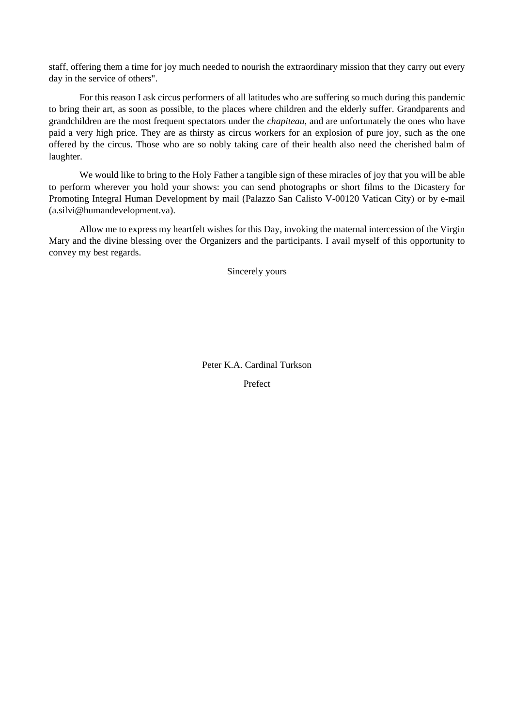staff, offering them a time for joy much needed to nourish the extraordinary mission that they carry out every day in the service of others".

For this reason I ask circus performers of all latitudes who are suffering so much during this pandemic to bring their art, as soon as possible, to the places where children and the elderly suffer. Grandparents and grandchildren are the most frequent spectators under the *chapiteau,* and are unfortunately the ones who have paid a very high price. They are as thirsty as circus workers for an explosion of pure joy, such as the one offered by the circus. Those who are so nobly taking care of their health also need the cherished balm of laughter.

We would like to bring to the Holy Father a tangible sign of these miracles of joy that you will be able to perform wherever you hold your shows: you can send photographs or short films to the Dicastery for Promoting Integral Human Development by mail (Palazzo San Calisto V-00120 Vatican City) or by e-mail (a.silvi@humandevelopment.va).

Allow me to express my heartfelt wishes for this Day, invoking the maternal intercession of the Virgin Mary and the divine blessing over the Organizers and the participants. I avail myself of this opportunity to convey my best regards.

Sincerely yours

Peter K.A. Cardinal Turkson

Prefect